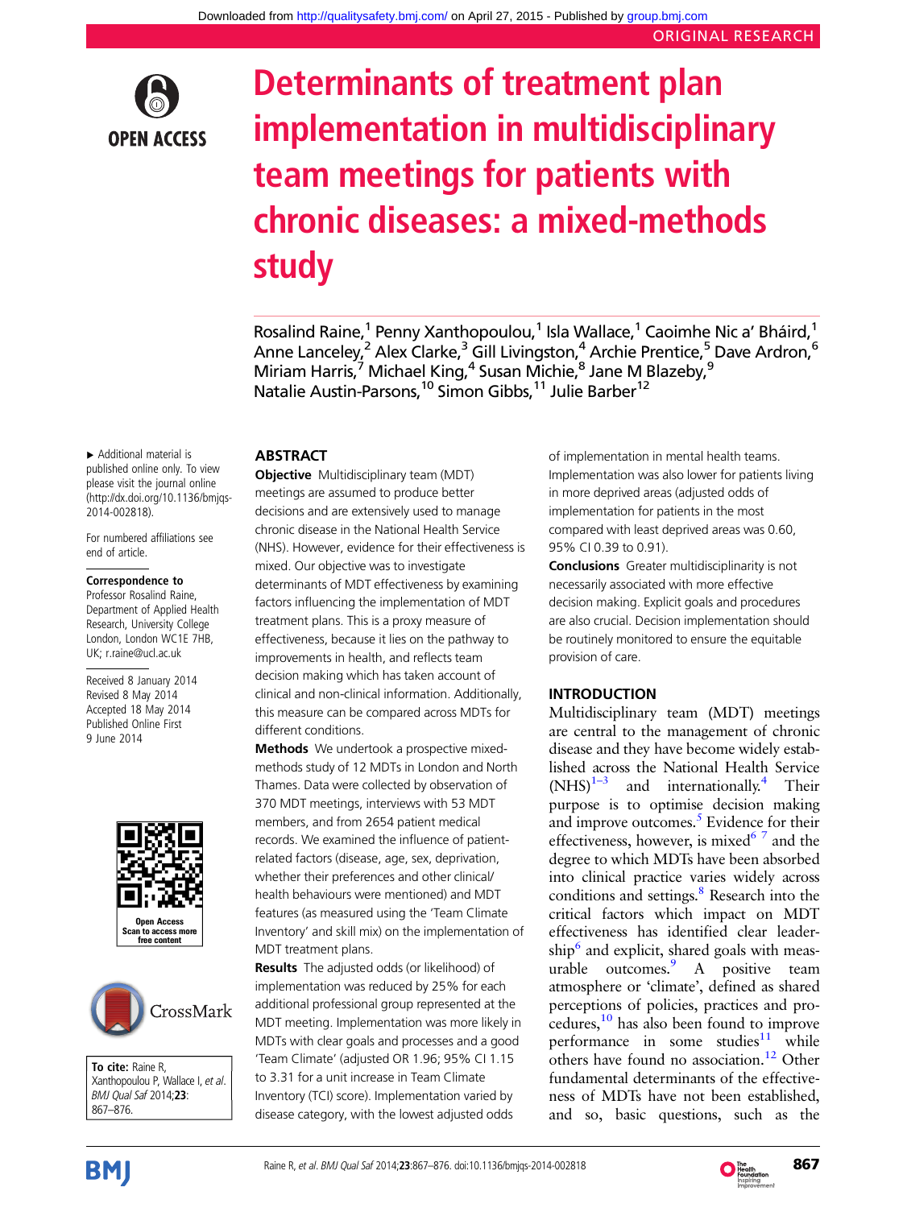# Determinants of treatment plan implementation in multidisciplinary team meetings for patients with chronic diseases: a mixed-methods study

Rosalind Raine,[1] Penny Xanthopoulou,[1] Isla Wallace,[1] Caoimhe Nic a' Bháird,[1] Anne Lanceley,[2] Alex Clarke,[3] Gill Livingston,[4] Archie Prentice,[5] Dave Ardron,[6] Miriam Harris,[7] Michael King,[4] Susan Michie,[8] Jane M Blazeby,[9] Natalie Austin-Parsons,[10] Simon Gibbs,[11] Julie Barber[12]

▸ Additional material is published online only. To view please visit the journal online (http://dx.doi.org/10.1136/bmjqs-2014-002818).

For numbered affiliations see end of article.

**Correspondence to**
Professor Rosalind Raine, Department of Applied Health Research, University College London, London WC1E 7HB, UK; r.raine@ucl.ac.uk

Received 8 January 2014
Revised 8 May 2014
Accepted 18 May 2014
Published Online First 9 June 2014

**To cite:** Raine R, Xanthopoulou P, Wallace I, *et al*. *BMJ Qual Saf* 2014;**23**:867–876.

## ABSTRACT

**Objective** Multidisciplinary team (MDT) meetings are assumed to produce better decisions and are extensively used to manage chronic disease in the National Health Service (NHS). However, evidence for their effectiveness is mixed. Our objective was to investigate determinants of MDT effectiveness by examining factors influencing the implementation of MDT treatment plans. This is a proxy measure of effectiveness, because it lies on the pathway to improvements in health, and reflects team decision making which has taken account of clinical and non-clinical information. Additionally, this measure can be compared across MDTs for different conditions.

**Methods** We undertook a prospective mixed-methods study of 12 MDTs in London and North Thames. Data were collected by observation of 370 MDT meetings, interviews with 53 MDT members, and from 2654 patient medical records. We examined the influence of patient-related factors (disease, age, sex, deprivation, whether their preferences and other clinical/health behaviours were mentioned) and MDT features (as measured using the 'Team Climate Inventory' and skill mix) on the implementation of MDT treatment plans.

**Results** The adjusted odds (or likelihood) of implementation was reduced by 25% for each additional professional group represented at the MDT meeting. Implementation was more likely in MDTs with clear goals and processes and a good 'Team Climate' (adjusted OR 1.96; 95% CI 1.15 to 3.31 for a unit increase in Team Climate Inventory (TCI) score). Implementation varied by disease category, with the lowest adjusted odds of implementation in mental health teams. Implementation was also lower for patients living in more deprived areas (adjusted odds of implementation for patients in the most compared with least deprived areas was 0.60, 95% CI 0.39 to 0.91).

**Conclusions** Greater multidisciplinarity is not necessarily associated with more effective decision making. Explicit goals and procedures are also crucial. Decision implementation should be routinely monitored to ensure the equitable provision of care.

## INTRODUCTION

Multidisciplinary team (MDT) meetings are central to the management of chronic disease and they have become widely established across the National Health Service (NHS)[1–3] and internationally.[4] Their purpose is to optimise decision making and improve outcomes.[5] Evidence for their effectiveness, however, is mixed[6 7] and the degree to which MDTs have been absorbed into clinical practice varies widely across conditions and settings.[8] Research into the critical factors which impact on MDT effectiveness has identified clear leadership[6] and explicit, shared goals with measurable outcomes.[9] A positive team atmosphere or 'climate', defined as shared perceptions of policies, practices and procedures,[10] has also been found to improve performance in some studies[11] while others have found no association.[12] Other fundamental determinants of the effectiveness of MDTs have not been established, and so, basic questions, such as the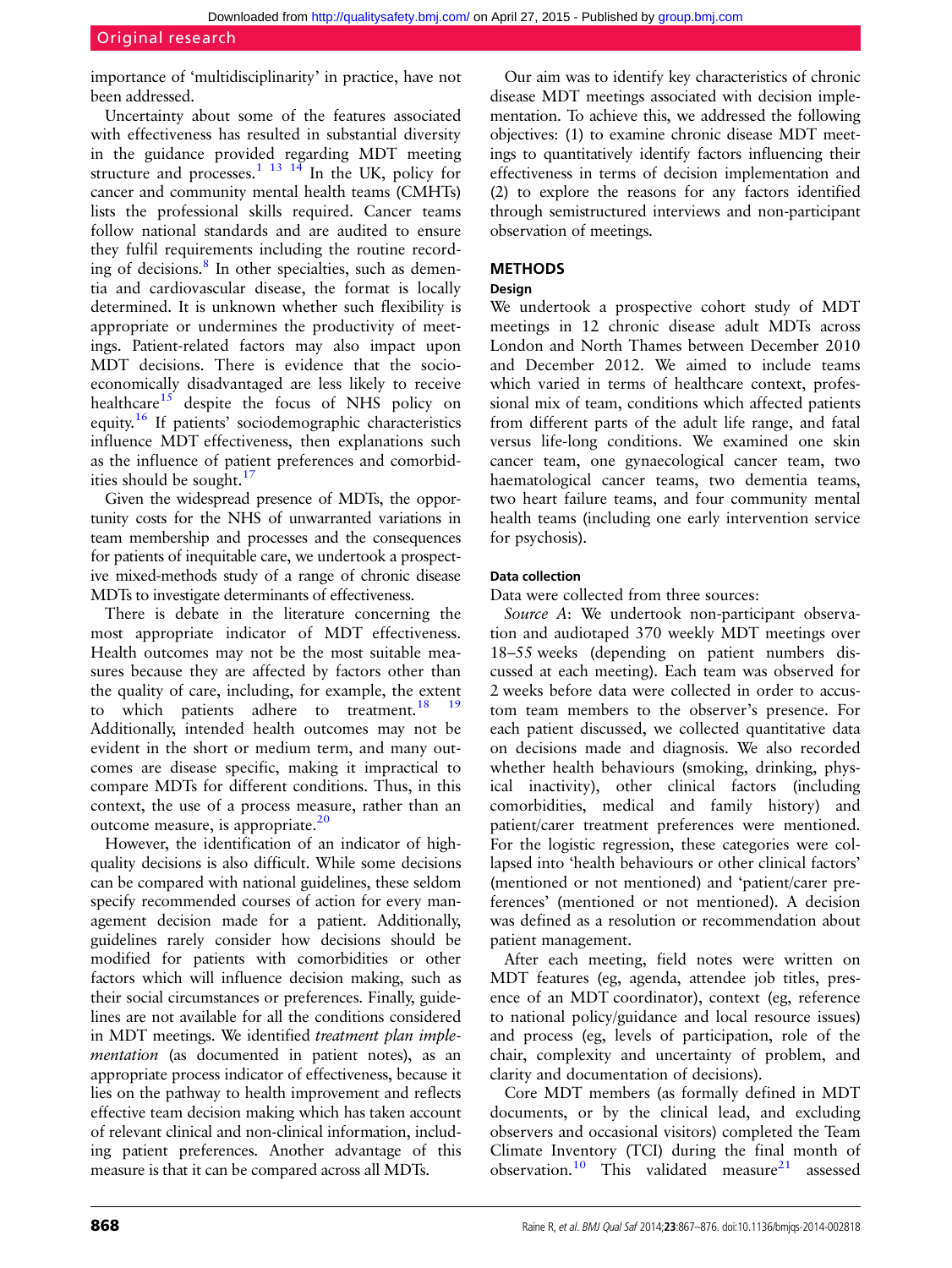importance of 'multidisciplinarity' in practice, have not been addressed.

Uncertainty about some of the features associated with effectiveness has resulted in substantial diversity in the guidance provided regarding MDT meeting structure and processes.[1 13 14] In the UK, policy for cancer and community mental health teams (CMHTs) lists the professional skills required. Cancer teams follow national standards and are audited to ensure they fulfil requirements including the routine recording of decisions.[8] In other specialties, such as dementia and cardiovascular disease, the format is locally determined. It is unknown whether such flexibility is appropriate or undermines the productivity of meetings. Patient-related factors may also impact upon MDT decisions. There is evidence that the socioeconomically disadvantaged are less likely to receive healthcare[15] despite the focus of NHS policy on equity.[16] If patients' sociodemographic characteristics influence MDT effectiveness, then explanations such as the influence of patient preferences and comorbidities should be sought.[17]

Given the widespread presence of MDTs, the opportunity costs for the NHS of unwarranted variations in team membership and processes and the consequences for patients of inequitable care, we undertook a prospective mixed-methods study of a range of chronic disease MDTs to investigate determinants of effectiveness.

There is debate in the literature concerning the most appropriate indicator of MDT effectiveness. Health outcomes may not be the most suitable measures because they are affected by factors other than the quality of care, including, for example, the extent to which patients adhere to treatment.[18 19] Additionally, intended health outcomes may not be evident in the short or medium term, and many outcomes are disease specific, making it impractical to compare MDTs for different conditions. Thus, in this context, the use of a process measure, rather than an outcome measure, is appropriate.[20]

However, the identification of an indicator of high-quality decisions is also difficult. While some decisions can be compared with national guidelines, these seldom specify recommended courses of action for every management decision made for a patient. Additionally, guidelines rarely consider how decisions should be modified for patients with comorbidities or other factors which will influence decision making, such as their social circumstances or preferences. Finally, guidelines are not available for all the conditions considered in MDT meetings. We identified *treatment plan implementation* (as documented in patient notes), as an appropriate process indicator of effectiveness, because it lies on the pathway to health improvement and reflects effective team decision making which has taken account of relevant clinical and non-clinical information, including patient preferences. Another advantage of this measure is that it can be compared across all MDTs.

Our aim was to identify key characteristics of chronic disease MDT meetings associated with decision implementation. To achieve this, we addressed the following objectives: (1) to examine chronic disease MDT meetings to quantitatively identify factors influencing their effectiveness in terms of decision implementation and (2) to explore the reasons for any factors identified through semistructured interviews and non-participant observation of meetings.

## METHODS

### Design

We undertook a prospective cohort study of MDT meetings in 12 chronic disease adult MDTs across London and North Thames between December 2010 and December 2012. We aimed to include teams which varied in terms of healthcare context, professional mix of team, conditions which affected patients from different parts of the adult life range, and fatal versus life-long conditions. We examined one skin cancer team, one gynaecological cancer team, two haematological cancer teams, two dementia teams, two heart failure teams, and four community mental health teams (including one early intervention service for psychosis).

### Data collection

Data were collected from three sources:

*Source A*: We undertook non-participant observation and audiotaped 370 weekly MDT meetings over 18–55 weeks (depending on patient numbers discussed at each meeting). Each team was observed for 2 weeks before data were collected in order to accustom team members to the observer's presence. For each patient discussed, we collected quantitative data on decisions made and diagnosis. We also recorded whether health behaviours (smoking, drinking, physical inactivity), other clinical factors (including comorbidities, medical and family history) and patient/carer treatment preferences were mentioned. For the logistic regression, these categories were collapsed into 'health behaviours or other clinical factors' (mentioned or not mentioned) and 'patient/carer preferences' (mentioned or not mentioned). A decision was defined as a resolution or recommendation about patient management.

After each meeting, field notes were written on MDT features (eg, agenda, attendee job titles, presence of an MDT coordinator), context (eg, reference to national policy/guidance and local resource issues) and process (eg, levels of participation, role of the chair, complexity and uncertainty of problem, and clarity and documentation of decisions).

Core MDT members (as formally defined in MDT documents, or by the clinical lead, and excluding observers and occasional visitors) completed the Team Climate Inventory (TCI) during the final month of observation.[10] This validated measure[21] assessed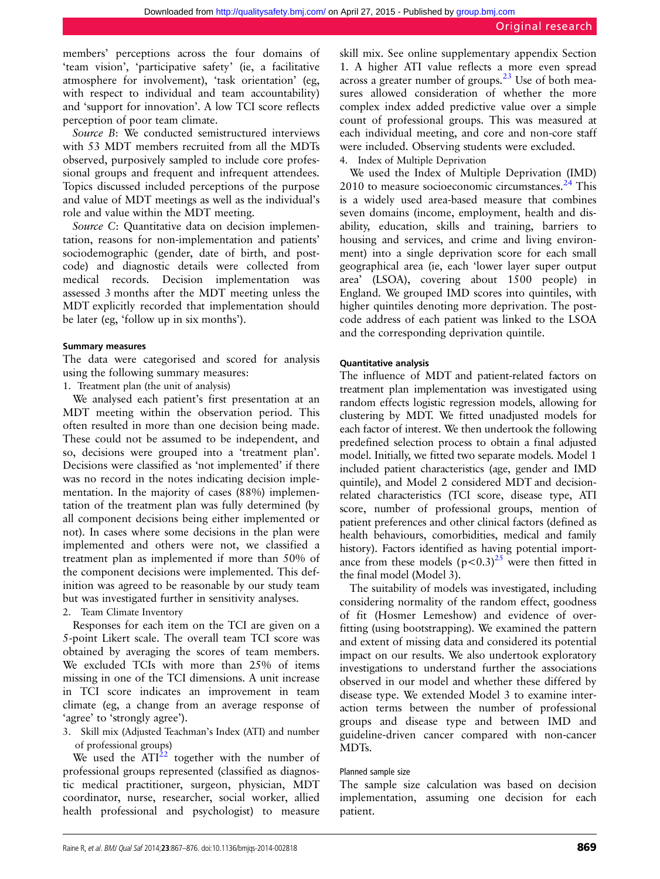members' perceptions across the four domains of 'team vision', 'participative safety' (ie, a facilitative atmosphere for involvement), 'task orientation' (eg, with respect to individual and team accountability) and 'support for innovation'. A low TCI score reflects perception of poor team climate.

*Source B*: We conducted semistructured interviews with 53 MDT members recruited from all the MDTs observed, purposively sampled to include core professional groups and frequent and infrequent attendees. Topics discussed included perceptions of the purpose and value of MDT meetings as well as the individual's role and value within the MDT meeting.

*Source C*: Quantitative data on decision implementation, reasons for non-implementation and patients' sociodemographic (gender, date of birth, and postcode) and diagnostic details were collected from medical records. Decision implementation was assessed 3 months after the MDT meeting unless the MDT explicitly recorded that implementation should be later (eg, 'follow up in six months').

#### Summary measures

The data were categorised and scored for analysis using the following summary measures:

1. Treatment plan (the unit of analysis)

We analysed each patient's first presentation at an MDT meeting within the observation period. This often resulted in more than one decision being made. These could not be assumed to be independent, and so, decisions were grouped into a 'treatment plan'. Decisions were classified as 'not implemented' if there was no record in the notes indicating decision implementation. In the majority of cases (88%) implementation of the treatment plan was fully determined (by all component decisions being either implemented or not). In cases where some decisions in the plan were implemented and others were not, we classified a treatment plan as implemented if more than 50% of the component decisions were implemented. This definition was agreed to be reasonable by our study team but was investigated further in sensitivity analyses.

2. Team Climate Inventory

Responses for each item on the TCI are given on a 5-point Likert scale. The overall team TCI score was obtained by averaging the scores of team members. We excluded TCIs with more than 25% of items missing in one of the TCI dimensions. A unit increase in TCI score indicates an improvement in team climate (eg, a change from an average response of 'agree' to 'strongly agree').

3. Skill mix (Adjusted Teachman's Index (ATI) and number of professional groups)

We used the ATI[22] together with the number of professional groups represented (classified as diagnostic medical practitioner, surgeon, physician, MDT coordinator, nurse, researcher, social worker, allied health professional and psychologist) to measure skill mix. See online supplementary appendix Section 1. A higher ATI value reflects a more even spread across a greater number of groups.[23] Use of both measures allowed consideration of whether the more complex index added predictive value over a simple count of professional groups. This was measured at each individual meeting, and core and non-core staff were included. Observing students were excluded.

4. Index of Multiple Deprivation

We used the Index of Multiple Deprivation (IMD) 2010 to measure socioeconomic circumstances.[24] This is a widely used area-based measure that combines seven domains (income, employment, health and disability, education, skills and training, barriers to housing and services, and crime and living environment) into a single deprivation score for each small geographical area (ie, each 'lower layer super output area' (LSOA), covering about 1500 people) in England. We grouped IMD scores into quintiles, with higher quintiles denoting more deprivation. The postcode address of each patient was linked to the LSOA and the corresponding deprivation quintile.

#### Quantitative analysis

The influence of MDT and patient-related factors on treatment plan implementation was investigated using random effects logistic regression models, allowing for clustering by MDT. We fitted unadjusted models for each factor of interest. We then undertook the following predefined selection process to obtain a final adjusted model. Initially, we fitted two separate models. Model 1 included patient characteristics (age, gender and IMD quintile), and Model 2 considered MDT and decision-related characteristics (TCI score, disease type, ATI score, number of professional groups, mention of patient preferences and other clinical factors (defined as health behaviours, comorbidities, medical and family history). Factors identified as having potential importance from these models ($p<0.3$)[25] were then fitted in the final model (Model 3).

The suitability of models was investigated, including considering normality of the random effect, goodness of fit (Hosmer Lemeshow) and evidence of overfitting (using bootstrapping). We examined the pattern and extent of missing data and considered its potential impact on our results. We also undertook exploratory investigations to understand further the associations observed in our model and whether these differed by disease type. We extended Model 3 to examine interaction terms between the number of professional groups and disease type and between IMD and guideline-driven cancer compared with non-cancer MDTs.

##### Planned sample size

The sample size calculation was based on decision implementation, assuming one decision for each patient.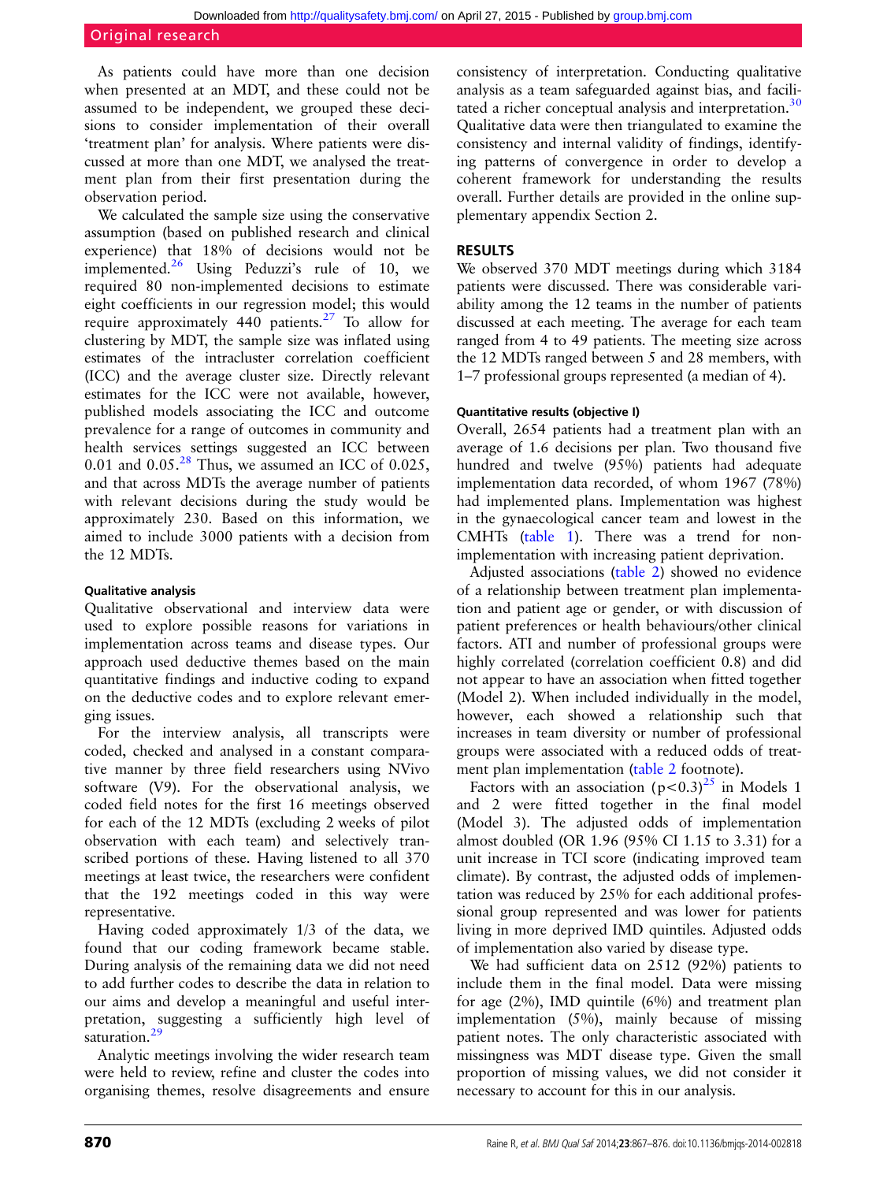As patients could have more than one decision when presented at an MDT, and these could not be assumed to be independent, we grouped these decisions to consider implementation of their overall 'treatment plan' for analysis. Where patients were discussed at more than one MDT, we analysed the treatment plan from their first presentation during the observation period.

We calculated the sample size using the conservative assumption (based on published research and clinical experience) that 18% of decisions would not be implemented.[26] Using Peduzzi's rule of 10, we required 80 non-implemented decisions to estimate eight coefficients in our regression model; this would require approximately 440 patients.[27] To allow for clustering by MDT, the sample size was inflated using estimates of the intracluster correlation coefficient (ICC) and the average cluster size. Directly relevant estimates for the ICC were not available, however, published models associating the ICC and outcome prevalence for a range of outcomes in community and health services settings suggested an ICC between 0.01 and 0.05.[28] Thus, we assumed an ICC of 0.025, and that across MDTs the average number of patients with relevant decisions during the study would be approximately 230. Based on this information, we aimed to include 3000 patients with a decision from the 12 MDTs.

#### Qualitative analysis

Qualitative observational and interview data were used to explore possible reasons for variations in implementation across teams and disease types. Our approach used deductive themes based on the main quantitative findings and inductive coding to expand on the deductive codes and to explore relevant emerging issues.

For the interview analysis, all transcripts were coded, checked and analysed in a constant comparative manner by three field researchers using NVivo software (V9). For the observational analysis, we coded field notes for the first 16 meetings observed for each of the 12 MDTs (excluding 2 weeks of pilot observation with each team) and selectively transcribed portions of these. Having listened to all 370 meetings at least twice, the researchers were confident that the 192 meetings coded in this way were representative.

Having coded approximately 1/3 of the data, we found that our coding framework became stable. During analysis of the remaining data we did not need to add further codes to describe the data in relation to our aims and develop a meaningful and useful interpretation, suggesting a sufficiently high level of saturation.[29]

Analytic meetings involving the wider research team were held to review, refine and cluster the codes into organising themes, resolve disagreements and ensure consistency of interpretation. Conducting qualitative analysis as a team safeguarded against bias, and facilitated a richer conceptual analysis and interpretation.[30] Qualitative data were then triangulated to examine the consistency and internal validity of findings, identifying patterns of convergence in order to develop a coherent framework for understanding the results overall. Further details are provided in the online supplementary appendix Section 2.

## RESULTS

We observed 370 MDT meetings during which 3184 patients were discussed. There was considerable variability among the 12 teams in the number of patients discussed at each meeting. The average for each team ranged from 4 to 49 patients. The meeting size across the 12 MDTs ranged between 5 and 28 members, with 1–7 professional groups represented (a median of 4).

#### Quantitative results (objective I)

Overall, 2654 patients had a treatment plan with an average of 1.6 decisions per plan. Two thousand five hundred and twelve (95%) patients had adequate implementation data recorded, of whom 1967 (78%) had implemented plans. Implementation was highest in the gynaecological cancer team and lowest in the CMHTs (table 1). There was a trend for non-implementation with increasing patient deprivation.

Adjusted associations (table 2) showed no evidence of a relationship between treatment plan implementation and patient age or gender, or with discussion of patient preferences or health behaviours/other clinical factors. ATI and number of professional groups were highly correlated (correlation coefficient 0.8) and did not appear to have an association when fitted together (Model 2). When included individually in the model, however, each showed a relationship such that increases in team diversity or number of professional groups were associated with a reduced odds of treatment plan implementation (table 2 footnote).

Factors with an association ($p<0.3$)[25] in Models 1 and 2 were fitted together in the final model (Model 3). The adjusted odds of implementation almost doubled (OR 1.96 (95% CI 1.15 to 3.31) for a unit increase in TCI score (indicating improved team climate). By contrast, the adjusted odds of implementation was reduced by 25% for each additional professional group represented and was lower for patients living in more deprived IMD quintiles. Adjusted odds of implementation also varied by disease type.

We had sufficient data on 2512 (92%) patients to include them in the final model. Data were missing for age (2%), IMD quintile (6%) and treatment plan implementation (5%), mainly because of missing patient notes. The only characteristic associated with missingness was MDT disease type. Given the small proportion of missing values, we did not consider it necessary to account for this in our analysis.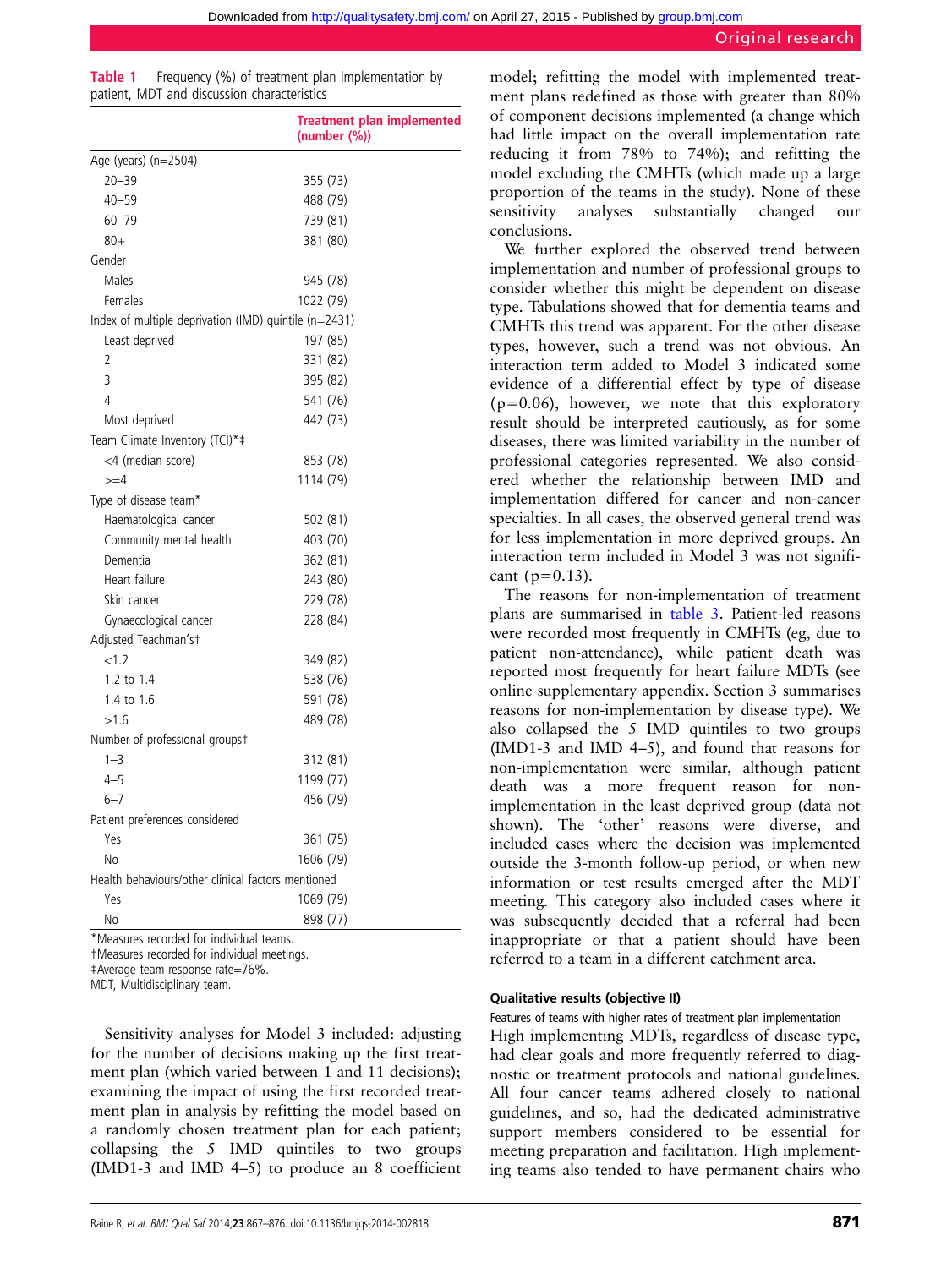**Table 1** Frequency (%) of treatment plan implementation by patient, MDT and discussion characteristics

| | Treatment plan implemented (number (%)) |
|---|---|
| Age (years) (n=2504) | |
| 20–39 | 355 (73) |
| 40–59 | 488 (79) |
| 60–79 | 739 (81) |
| 80+ | 381 (80) |
| Gender | |
| Males | 945 (78) |
| Females | 1022 (79) |
| Index of multiple deprivation (IMD) quintile (n=2431) | |
| Least deprived | 197 (85) |
| 2 | 331 (82) |
| 3 | 395 (82) |
| 4 | 541 (76) |
| Most deprived | 442 (73) |
| Team Climate Inventory (TCI)*‡ | |
| <4 (median score) | 853 (78) |
| >=4 | 1114 (79) |
| Type of disease team* | |
| Haematological cancer | 502 (81) |
| Community mental health | 403 (70) |
| Dementia | 362 (81) |
| Heart failure | 243 (80) |
| Skin cancer | 229 (78) |
| Gynaecological cancer | 228 (84) |
| Adjusted Teachman's† | |
| <1.2 | 349 (82) |
| 1.2 to 1.4 | 538 (76) |
| 1.4 to 1.6 | 591 (78) |
| >1.6 | 489 (78) |
| Number of professional groups† | |
| 1–3 | 312 (81) |
| 4–5 | 1199 (77) |
| 6–7 | 456 (79) |
| Patient preferences considered | |
| Yes | 361 (75) |
| No | 1606 (79) |
| Health behaviours/other clinical factors mentioned | |
| Yes | 1069 (79) |
| No | 898 (77) |

*Measures recorded for individual teams.
†Measures recorded for individual meetings.
‡Average team response rate=76%.
MDT, Multidisciplinary team.

Sensitivity analyses for Model 3 included: adjusting for the number of decisions making up the first treatment plan (which varied between 1 and 11 decisions); examining the impact of using the first recorded treatment plan in analysis by refitting the model based on a randomly chosen treatment plan for each patient; collapsing the 5 IMD quintiles to two groups (IMD1-3 and IMD 4–5) to produce an 8 coefficient model; refitting the model with implemented treatment plans redefined as those with greater than 80% of component decisions implemented (a change which had little impact on the overall implementation rate reducing it from 78% to 74%); and refitting the model excluding the CMHTs (which made up a large proportion of the teams in the study). None of these sensitivity analyses substantially changed our conclusions.

We further explored the observed trend between implementation and number of professional groups to consider whether this might be dependent on disease type. Tabulations showed that for dementia teams and CMHTs this trend was apparent. For the other disease types, however, such a trend was not obvious. An interaction term added to Model 3 indicated some evidence of a differential effect by type of disease ($p=0.06$), however, we note that this exploratory result should be interpreted cautiously, as for some diseases, there was limited variability in the number of professional categories represented. We also considered whether the relationship between IMD and implementation differed for cancer and non-cancer specialties. In all cases, the observed general trend was for less implementation in more deprived groups. An interaction term included in Model 3 was not significant ($p=0.13$).

The reasons for non-implementation of treatment plans are summarised in table 3. Patient-led reasons were recorded most frequently in CMHTs (eg, due to patient non-attendance), while patient death was reported most frequently for heart failure MDTs (see online supplementary appendix. Section 3 summarises reasons for non-implementation by disease type). We also collapsed the 5 IMD quintiles to two groups (IMD1-3 and IMD 4–5), and found that reasons for non-implementation were similar, although patient death was a more frequent reason for non-implementation in the least deprived group (data not shown). The 'other' reasons were diverse, and included cases where the decision was implemented outside the 3-month follow-up period, or when new information or test results emerged after the MDT meeting. This category also included cases where it was subsequently decided that a referral had been inappropriate or that a patient should have been referred to a team in a different catchment area.

#### Qualitative results (objective II)

##### Features of teams with higher rates of treatment plan implementation

High implementing MDTs, regardless of disease type, had clear goals and more frequently referred to diagnostic or treatment protocols and national guidelines. All four cancer teams adhered closely to national guidelines, and so, had the dedicated administrative support members considered to be essential for meeting preparation and facilitation. High implementing teams also tended to have permanent chairs who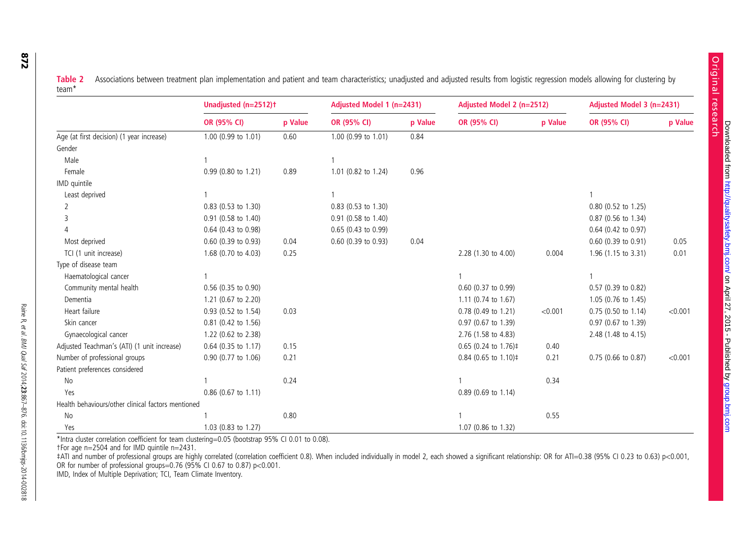**Table 2** Associations between treatment plan implementation and patient and team characteristics; unadjusted and adjusted results from logistic regression models allowing for clustering by team*

| | Unadjusted (n=2512)† | | Adjusted Model 1 (n=2431) | | Adjusted Model 2 (n=2512) | | Adjusted Model 3 (n=2431) | |
|---|---|---|---|---|---|---|---|---|
| | OR (95% CI) | p Value | OR (95% CI) | p Value | OR (95% CI) | p Value | OR (95% CI) | p Value |
| Age (at first decision) (1 year increase) | 1.00 (0.99 to 1.01) | 0.60 | 1.00 (0.99 to 1.01) | 0.84 | | | | |
| Gender | | | | | | | | |
| Male | 1 | | 1 | | | | | |
| Female | 0.99 (0.80 to 1.21) | 0.89 | 1.01 (0.82 to 1.24) | 0.96 | | | | |
| IMD quintile | | | | | | | | |
| Least deprived | 1 | | 1 | | | | 1 | |
| 2 | 0.83 (0.53 to 1.30) | | 0.83 (0.53 to 1.30) | | | | 0.80 (0.52 to 1.25) | |
| 3 | 0.91 (0.58 to 1.40) | | 0.91 (0.58 to 1.40) | | | | 0.87 (0.56 to 1.34) | |
| 4 | 0.64 (0.43 to 0.98) | | 0.65 (0.43 to 0.99) | | | | 0.64 (0.42 to 0.97) | |
| Most deprived | 0.60 (0.39 to 0.93) | 0.04 | 0.60 (0.39 to 0.93) | 0.04 | | | 0.60 (0.39 to 0.91) | 0.05 |
| TCI (1 unit increase) | 1.68 (0.70 to 4.03) | 0.25 | | | 2.28 (1.30 to 4.00) | 0.004 | 1.96 (1.15 to 3.31) | 0.01 |
| Type of disease team | | | | | | | | |
| Haematological cancer | 1 | | | | 1 | | 1 | |
| Community mental health | 0.56 (0.35 to 0.90) | | | | 0.60 (0.37 to 0.99) | | 0.57 (0.39 to 0.82) | |
| Dementia | 1.21 (0.67 to 2.20) | | | | 1.11 (0.74 to 1.67) | | 1.05 (0.76 to 1.45) | |
| Heart failure | 0.93 (0.52 to 1.54) | 0.03 | | | 0.78 (0.49 to 1.21) | <0.001 | 0.75 (0.50 to 1.14) | <0.001 |
| Skin cancer | 0.81 (0.42 to 1.56) | | | | 0.97 (0.67 to 1.39) | | 0.97 (0.67 to 1.39) | |
| Gynaecological cancer | 1.22 (0.62 to 2.38) | | | | 2.76 (1.58 to 4.83) | | 2.48 (1.48 to 4.15) | |
| Adjusted Teachman's (ATI) (1 unit increase) | 0.64 (0.35 to 1.17) | 0.15 | | | 0.65 (0.24 to 1.76)‡ | 0.40 | | |
| Number of professional groups | 0.90 (0.77 to 1.06) | 0.21 | | | 0.84 (0.65 to 1.10)‡ | 0.21 | 0.75 (0.66 to 0.87) | <0.001 |
| Patient preferences considered | | | | | | | | |
| No | 1 | 0.24 | | | 1 | 0.34 | | |
| Yes | 0.86 (0.67 to 1.11) | | | | 0.89 (0.69 to 1.14) | | | |
| Health behaviours/other clinical factors mentioned | | | | | | | | |
| No | 1 | 0.80 | | | 1 | 0.55 | | |
| Yes | 1.03 (0.83 to 1.27) | | | | 1.07 (0.86 to 1.32) | | | |

*Intra cluster correlation coefficient for team clustering=0.05 (bootstrap 95% CI 0.01 to 0.08).
†For age n=2504 and for IMD quintile n=2431.
‡ATI and number of professional groups are highly correlated (correlation coefficient 0.8). When included individually in model 2, each showed a significant relationship: OR for ATI=0.38 (95% CI 0.23 to 0.63) p<0.001, OR for number of professional groups=0.76 (95% CI 0.67 to 0.87) p<0.001.
IMD, Index of Multiple Deprivation; TCI, Team Climate Inventory.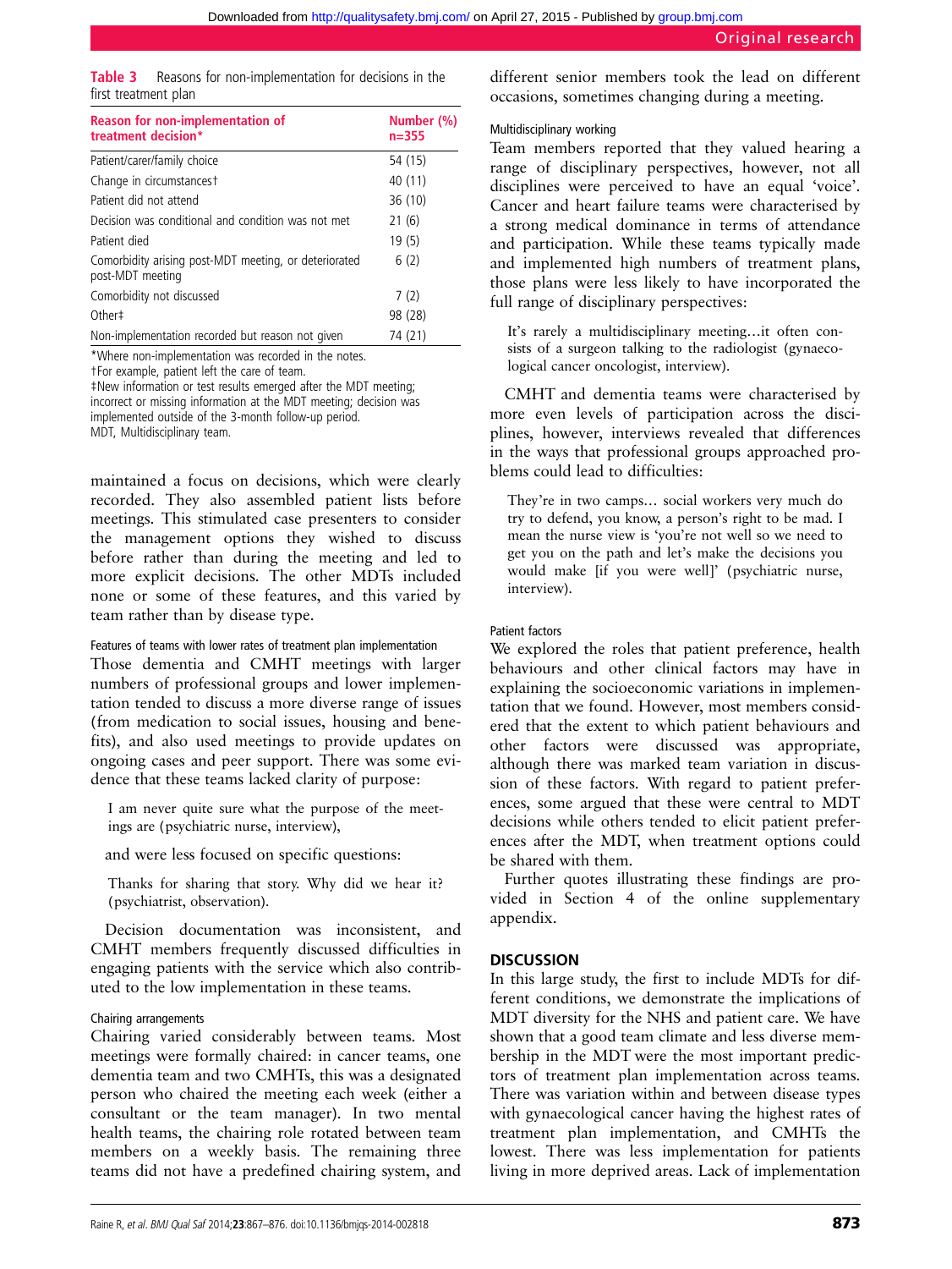**Table 3** Reasons for non-implementation for decisions in the first treatment plan

| Reason for non-implementation of treatment decision* | Number (%) n=355 |
|---|---|
| Patient/carer/family choice | 54 (15) |
| Change in circumstances† | 40 (11) |
| Patient did not attend | 36 (10) |
| Decision was conditional and condition was not met | 21 (6) |
| Patient died | 19 (5) |
| Comorbidity arising post-MDT meeting, or deteriorated post-MDT meeting | 6 (2) |
| Comorbidity not discussed | 7 (2) |
| Other‡ | 98 (28) |
| Non-implementation recorded but reason not given | 74 (21) |

*Where non-implementation was recorded in the notes.
†For example, patient left the care of team.
‡New information or test results emerged after the MDT meeting; incorrect or missing information at the MDT meeting; decision was implemented outside of the 3-month follow-up period.
MDT, Multidisciplinary team.

maintained a focus on decisions, which were clearly recorded. They also assembled patient lists before meetings. This stimulated case presenters to consider the management options they wished to discuss before rather than during the meeting and led to more explicit decisions. The other MDTs included none or some of these features, and this varied by team rather than by disease type.

#### Features of teams with lower rates of treatment plan implementation

Those dementia and CMHT meetings with larger numbers of professional groups and lower implementation tended to discuss a more diverse range of issues (from medication to social issues, housing and benefits), and also used meetings to provide updates on ongoing cases and peer support. There was some evidence that these teams lacked clarity of purpose:

> I am never quite sure what the purpose of the meetings are (psychiatric nurse, interview),

and were less focused on specific questions:

> Thanks for sharing that story. Why did we hear it? (psychiatrist, observation).

Decision documentation was inconsistent, and CMHT members frequently discussed difficulties in engaging patients with the service which also contributed to the low implementation in these teams.

#### Chairing arrangements

Chairing varied considerably between teams. Most meetings were formally chaired: in cancer teams, one dementia team and two CMHTs, this was a designated person who chaired the meeting each week (either a consultant or the team manager). In two mental health teams, the chairing role rotated between team members on a weekly basis. The remaining three teams did not have a predefined chairing system, and different senior members took the lead on different occasions, sometimes changing during a meeting.

#### Multidisciplinary working

Team members reported that they valued hearing a range of disciplinary perspectives, however, not all disciplines were perceived to have an equal 'voice'. Cancer and heart failure teams were characterised by a strong medical dominance in terms of attendance and participation. While these teams typically made and implemented high numbers of treatment plans, those plans were less likely to have incorporated the full range of disciplinary perspectives:

> It's rarely a multidisciplinary meeting…it often consists of a surgeon talking to the radiologist (gynaecological cancer oncologist, interview).

CMHT and dementia teams were characterised by more even levels of participation across the disciplines, however, interviews revealed that differences in the ways that professional groups approached problems could lead to difficulties:

> They're in two camps… social workers very much do try to defend, you know, a person's right to be mad. I mean the nurse view is 'you're not well so we need to get you on the path and let's make the decisions you would make [if you were well]' (psychiatric nurse, interview).

#### Patient factors

We explored the roles that patient preference, health behaviours and other clinical factors may have in explaining the socioeconomic variations in implementation that we found. However, most members considered that the extent to which patient behaviours and other factors were discussed was appropriate, although there was marked team variation in discussion of these factors. With regard to patient preferences, some argued that these were central to MDT decisions while others tended to elicit patient preferences after the MDT, when treatment options could be shared with them.

Further quotes illustrating these findings are provided in Section 4 of the online supplementary appendix.

## DISCUSSION

In this large study, the first to include MDTs for different conditions, we demonstrate the implications of MDT diversity for the NHS and patient care. We have shown that a good team climate and less diverse membership in the MDT were the most important predictors of treatment plan implementation across teams. There was variation within and between disease types with gynaecological cancer having the highest rates of treatment plan implementation, and CMHTs the lowest. There was less implementation for patients living in more deprived areas. Lack of implementation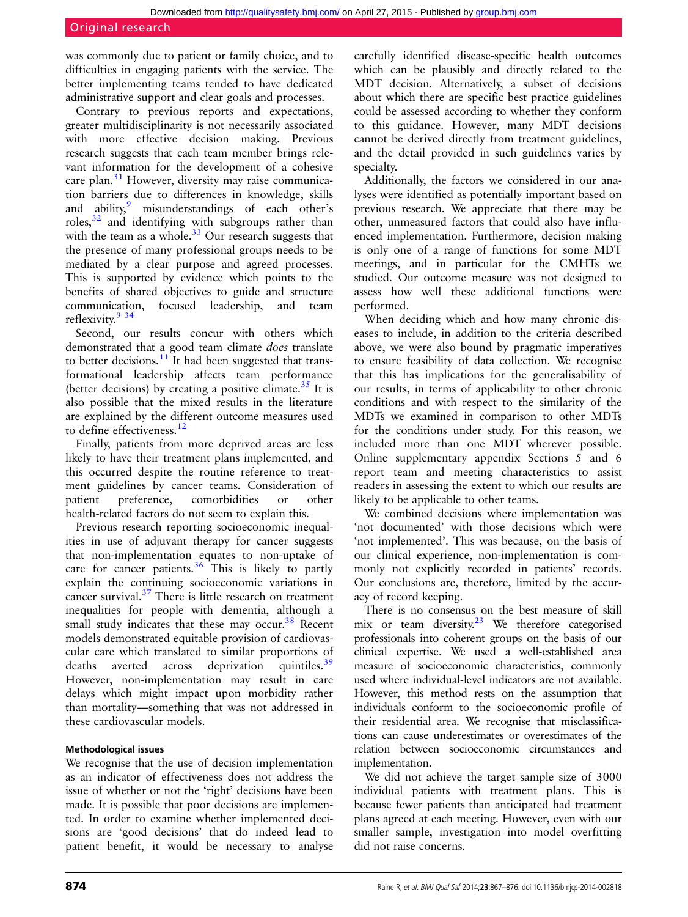was commonly due to patient or family choice, and to difficulties in engaging patients with the service. The better implementing teams tended to have dedicated administrative support and clear goals and processes.

Contrary to previous reports and expectations, greater multidisciplinarity is not necessarily associated with more effective decision making. Previous research suggests that each team member brings relevant information for the development of a cohesive care plan.[31] However, diversity may raise communication barriers due to differences in knowledge, skills and ability,[9] misunderstandings of each other's roles,[32] and identifying with subgroups rather than with the team as a whole.[33] Our research suggests that the presence of many professional groups needs to be mediated by a clear purpose and agreed processes. This is supported by evidence which points to the benefits of shared objectives to guide and structure communication, focused leadership, and team reflexivity.[9 34]

Second, our results concur with others which demonstrated that a good team climate *does* translate to better decisions.[11] It had been suggested that transformational leadership affects team performance (better decisions) by creating a positive climate.[35] It is also possible that the mixed results in the literature are explained by the different outcome measures used to define effectiveness.[12]

Finally, patients from more deprived areas are less likely to have their treatment plans implemented, and this occurred despite the routine reference to treatment guidelines by cancer teams. Consideration of patient preference, comorbidities or other health-related factors do not seem to explain this.

Previous research reporting socioeconomic inequalities in use of adjuvant therapy for cancer suggests that non-implementation equates to non-uptake of care for cancer patients.[36] This is likely to partly explain the continuing socioeconomic variations in cancer survival.[37] There is little research on treatment inequalities for people with dementia, although a small study indicates that these may occur.[38] Recent models demonstrated equitable provision of cardiovascular care which translated to similar proportions of deaths averted across deprivation quintiles.[39] However, non-implementation may result in care delays which might impact upon morbidity rather than mortality—something that was not addressed in these cardiovascular models.

#### Methodological issues

We recognise that the use of decision implementation as an indicator of effectiveness does not address the issue of whether or not the 'right' decisions have been made. It is possible that poor decisions are implemented. In order to examine whether implemented decisions are 'good decisions' that do indeed lead to patient benefit, it would be necessary to analyse carefully identified disease-specific health outcomes which can be plausibly and directly related to the MDT decision. Alternatively, a subset of decisions about which there are specific best practice guidelines could be assessed according to whether they conform to this guidance. However, many MDT decisions cannot be derived directly from treatment guidelines, and the detail provided in such guidelines varies by specialty.

Additionally, the factors we considered in our analyses were identified as potentially important based on previous research. We appreciate that there may be other, unmeasured factors that could also have influenced implementation. Furthermore, decision making is only one of a range of functions for some MDT meetings, and in particular for the CMHTs we studied. Our outcome measure was not designed to assess how well these additional functions were performed.

When deciding which and how many chronic diseases to include, in addition to the criteria described above, we were also bound by pragmatic imperatives to ensure feasibility of data collection. We recognise that this has implications for the generalisability of our results, in terms of applicability to other chronic conditions and with respect to the similarity of the MDTs we examined in comparison to other MDTs for the conditions under study. For this reason, we included more than one MDT wherever possible. Online supplementary appendix Sections 5 and 6 report team and meeting characteristics to assist readers in assessing the extent to which our results are likely to be applicable to other teams.

We combined decisions where implementation was 'not documented' with those decisions which were 'not implemented'. This was because, on the basis of our clinical experience, non-implementation is commonly not explicitly recorded in patients' records. Our conclusions are, therefore, limited by the accuracy of record keeping.

There is no consensus on the best measure of skill mix or team diversity.[23] We therefore categorised professionals into coherent groups on the basis of our clinical expertise. We used a well-established area measure of socioeconomic characteristics, commonly used where individual-level indicators are not available. However, this method rests on the assumption that individuals conform to the socioeconomic profile of their residential area. We recognise that misclassifications can cause underestimates or overestimates of the relation between socioeconomic circumstances and implementation.

We did not achieve the target sample size of 3000 individual patients with treatment plans. This is because fewer patients than anticipated had treatment plans agreed at each meeting. However, even with our smaller sample, investigation into model overfitting did not raise concerns.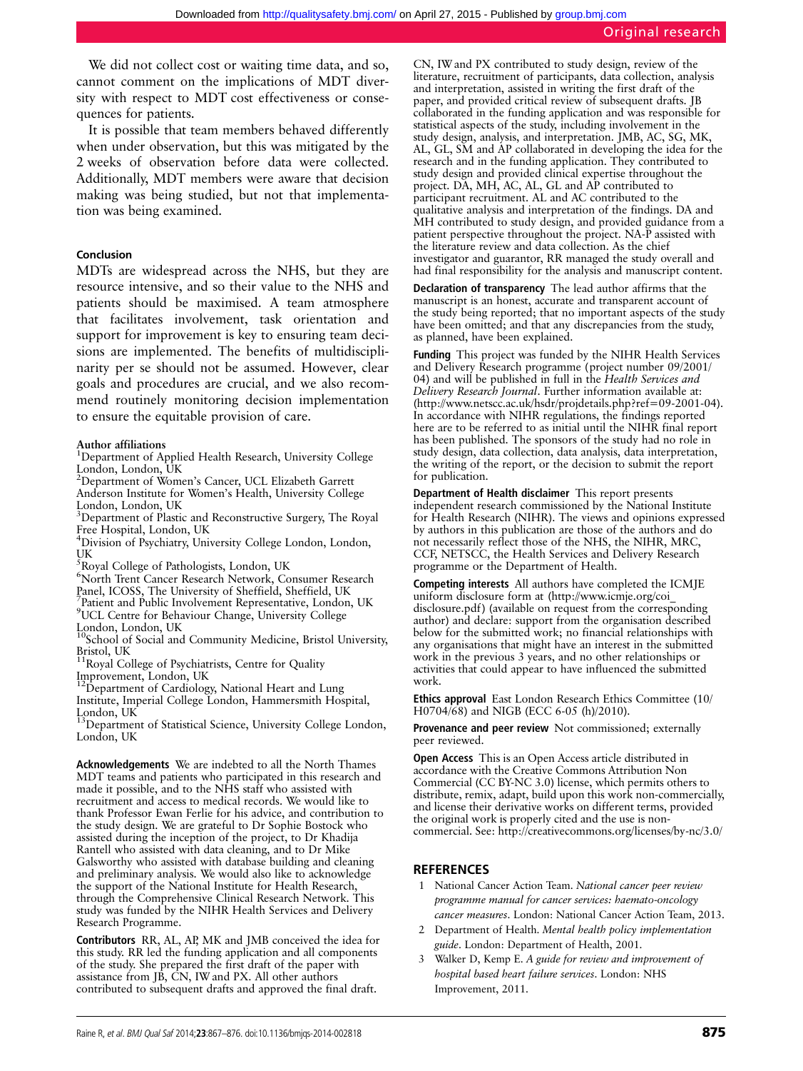We did not collect cost or waiting time data, and so, cannot comment on the implications of MDT diversity with respect to MDT cost effectiveness or consequences for patients.

It is possible that team members behaved differently when under observation, but this was mitigated by the 2 weeks of observation before data were collected. Additionally, MDT members were aware that decision making was being studied, but not that implementation was being examined.

#### Conclusion

MDTs are widespread across the NHS, but they are resource intensive, and so their value to the NHS and patients should be maximised. A team atmosphere that facilitates involvement, task orientation and support for improvement is key to ensuring team decisions are implemented. The benefits of multidisciplinarity per se should not be assumed. However, clear goals and procedures are crucial, and we also recommend routinely monitoring decision implementation to ensure the equitable provision of care.

**Author affiliations**
[1]Department of Applied Health Research, University College London, London, UK
[2]Department of Women's Cancer, UCL Elizabeth Garrett Anderson Institute for Women's Health, University College London, London, UK
[3]Department of Plastic and Reconstructive Surgery, The Royal Free Hospital, London, UK
[4]Division of Psychiatry, University College London, London, UK
[5]Royal College of Pathologists, London, UK
[6]North Trent Cancer Research Network, Consumer Research Panel, ICOSS, The University of Sheffield, Sheffield, UK
[7]Patient and Public Involvement Representative, London, UK
[9]UCL Centre for Behaviour Change, University College London, London, UK
[10]School of Social and Community Medicine, Bristol University, Bristol, UK
[11]Royal College of Psychiatrists, Centre for Quality Improvement, London, UK
[12]Department of Cardiology, National Heart and Lung Institute, Imperial College London, Hammersmith Hospital, London, UK
[13]Department of Statistical Science, University College London, London, UK

**Acknowledgements** We are indebted to all the North Thames MDT teams and patients who participated in this research and made it possible, and to the NHS staff who assisted with recruitment and access to medical records. We would like to thank Professor Ewan Ferlie for his advice, and contribution to the study design. We are grateful to Dr Sophie Bostock who assisted during the inception of the project, to Dr Khadija Rantell who assisted with data cleaning, and to Dr Mike Galsworthy who assisted with database building and cleaning and preliminary analysis. We would also like to acknowledge the support of the National Institute for Health Research, through the Comprehensive Clinical Research Network. This study was funded by the NIHR Health Services and Delivery Research Programme.

**Contributors** RR, AL, AP, MK and JMB conceived the idea for this study. RR led the funding application and all components of the study. She prepared the first draft of the paper with assistance from JB, CN, IW and PX. All other authors contributed to subsequent drafts and approved the final draft. CN, IW and PX contributed to study design, review of the literature, recruitment of participants, data collection, analysis and interpretation, assisted in writing the first draft of the paper, and provided critical review of subsequent drafts. JB collaborated in the funding application and was responsible for statistical aspects of the study, including involvement in the study design, analysis, and interpretation. JMB, AC, SG, MK, AL, GL, SM and AP collaborated in developing the idea for the research and in the funding application. They contributed to study design and provided clinical expertise throughout the project. DA, MH, AC, AL, GL and AP contributed to participant recruitment. AL and AC contributed to the qualitative analysis and interpretation of the findings. DA and MH contributed to study design, and provided guidance from a patient perspective throughout the project. NA-P assisted with the literature review and data collection. As the chief investigator and guarantor, RR managed the study overall and had final responsibility for the analysis and manuscript content.

**Declaration of transparency** The lead author affirms that the manuscript is an honest, accurate and transparent account of the study being reported; that no important aspects of the study have been omitted; and that any discrepancies from the study, as planned, have been explained.

**Funding** This project was funded by the NIHR Health Services and Delivery Research programme (project number 09/2001/04) and will be published in full in the *Health Services and Delivery Research Journal*. Further information available at: (http://www.netscc.ac.uk/hsdr/projdetails.php?ref=09-2001-04). In accordance with NIHR regulations, the findings reported here are to be referred to as initial until the NIHR final report has been published. The sponsors of the study had no role in study design, data collection, data analysis, data interpretation, the writing of the report, or the decision to submit the report for publication.

**Department of Health disclaimer** This report presents independent research commissioned by the National Institute for Health Research (NIHR). The views and opinions expressed by authors in this publication are those of the authors and do not necessarily reflect those of the NHS, the NIHR, MRC, CCF, NETSCC, the Health Services and Delivery Research programme or the Department of Health.

**Competing interests** All authors have completed the ICMJE uniform disclosure form at (http://www.icmje.org/coi_disclosure.pdf) (available on request from the corresponding author) and declare: support from the organisation described below for the submitted work; no financial relationships with any organisations that might have an interest in the submitted work in the previous 3 years, and no other relationships or activities that could appear to have influenced the submitted work.

**Ethics approval** East London Research Ethics Committee (10/H0704/68) and NIGB (ECC 6-05 (h)/2010).

**Provenance and peer review** Not commissioned; externally peer reviewed.

**Open Access** This is an Open Access article distributed in accordance with the Creative Commons Attribution Non Commercial (CC BY-NC 3.0) license, which permits others to distribute, remix, adapt, build upon this work non-commercially, and license their derivative works on different terms, provided the original work is properly cited and the use is non-commercial. See: http://creativecommons.org/licenses/by-nc/3.0/

## REFERENCES

1. National Cancer Action Team. *National cancer peer review programme manual for cancer services: haemato-oncology cancer measures*. London: National Cancer Action Team, 2013.
2. Department of Health. *Mental health policy implementation guide*. London: Department of Health, 2001.
3. Walker D, Kemp E. *A guide for review and improvement of hospital based heart failure services*. London: NHS Improvement, 2011.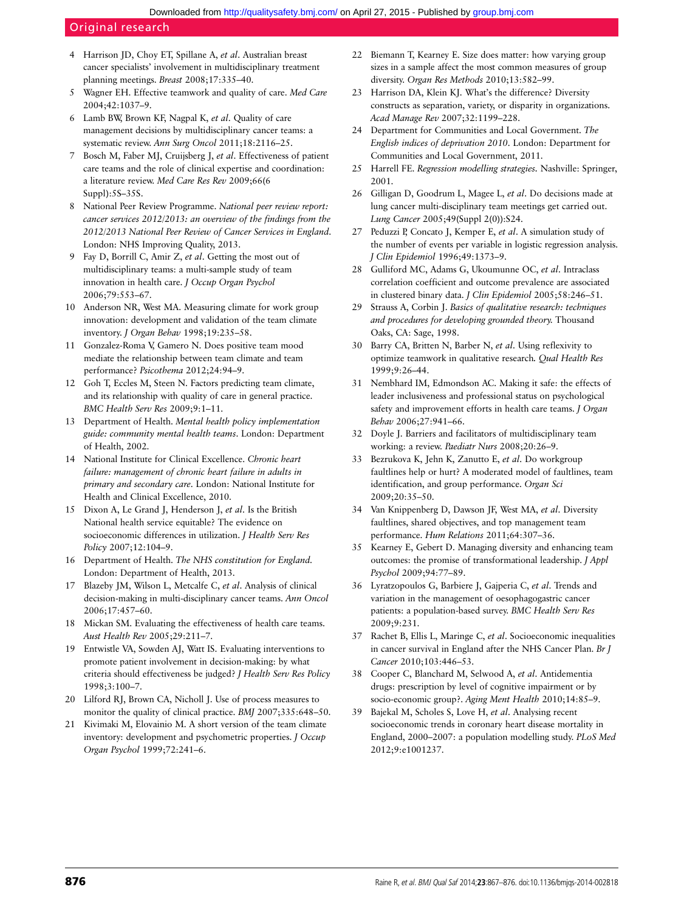4. Harrison JD, Choy ET, Spillane A, *et al*. Australian breast cancer specialists' involvement in multidisciplinary treatment planning meetings. *Breast* 2008;17:335–40.
5. Wagner EH. Effective teamwork and quality of care. *Med Care* 2004;42:1037–9.
6. Lamb BW, Brown KF, Nagpal K, *et al*. Quality of care management decisions by multidisciplinary cancer teams: a systematic review. *Ann Surg Oncol* 2011;18:2116–25.
7. Bosch M, Faber MJ, Cruijsberg J, *et al*. Effectiveness of patient care teams and the role of clinical expertise and coordination: a literature review. *Med Care Res Rev* 2009;66(6 Suppl):5S–35S.
8. National Peer Review Programme. *National peer review report: cancer services 2012/2013: an overview of the findings from the 2012/2013 National Peer Review of Cancer Services in England*. London: NHS Improving Quality, 2013.
9. Fay D, Borrill C, Amir Z, *et al*. Getting the most out of multidisciplinary teams: a multi-sample study of team innovation in health care. *J Occup Organ Psychol* 2006;79:553–67.
10. Anderson NR, West MA. Measuring climate for work group innovation: development and validation of the team climate inventory. *J Organ Behav* 1998;19:235–58.
11. Gonzalez-Roma V, Gamero N. Does positive team mood mediate the relationship between team climate and team performance? *Psicothema* 2012;24:94–9.
12. Goh T, Eccles M, Steen N. Factors predicting team climate, and its relationship with quality of care in general practice. *BMC Health Serv Res* 2009;9:1–11.
13. Department of Health. *Mental health policy implementation guide: community mental health teams*. London: Department of Health, 2002.
14. National Institute for Clinical Excellence. *Chronic heart failure: management of chronic heart failure in adults in primary and secondary care*. London: National Institute for Health and Clinical Excellence, 2010.
15. Dixon A, Le Grand J, Henderson J, *et al*. Is the British National health service equitable? The evidence on socioeconomic differences in utilization. *J Health Serv Res Policy* 2007;12:104–9.
16. Department of Health. *The NHS constitution for England*. London: Department of Health, 2013.
17. Blazeby JM, Wilson L, Metcalfe C, *et al*. Analysis of clinical decision-making in multi-disciplinary cancer teams. *Ann Oncol* 2006;17:457–60.
18. Mickan SM. Evaluating the effectiveness of health care teams. *Aust Health Rev* 2005;29:211–7.
19. Entwistle VA, Sowden AJ, Watt IS. Evaluating interventions to promote patient involvement in decision-making: by what criteria should effectiveness be judged? *J Health Serv Res Policy* 1998;3:100–7.
20. Lilford RJ, Brown CA, Nicholl J. Use of process measures to monitor the quality of clinical practice. *BMJ* 2007;335:648–50.
21. Kivimaki M, Elovainio M. A short version of the team climate inventory: development and psychometric properties. *J Occup Organ Psychol* 1999;72:241–6.
22. Biemann T, Kearney E. Size does matter: how varying group sizes in a sample affect the most common measures of group diversity. *Organ Res Methods* 2010;13:582–99.
23. Harrison DA, Klein KJ. What's the difference? Diversity constructs as separation, variety, or disparity in organizations. *Acad Manage Rev* 2007;32:1199–228.
24. Department for Communities and Local Government. *The English indices of deprivation 2010*. London: Department for Communities and Local Government, 2011.
25. Harrell FE. *Regression modelling strategies*. Nashville: Springer, 2001.
26. Gilligan D, Goodrum L, Magee L, *et al*. Do decisions made at lung cancer multi-disciplinary team meetings get carried out. *Lung Cancer* 2005;49(Suppl 2(0)):S24.
27. Peduzzi P, Concato J, Kemper E, *et al*. A simulation study of the number of events per variable in logistic regression analysis. *J Clin Epidemiol* 1996;49:1373–9.
28. Gulliford MC, Adams G, Ukoumunne OC, *et al*. Intraclass correlation coefficient and outcome prevalence are associated in clustered binary data. *J Clin Epidemiol* 2005;58:246–51.
29. Strauss A, Corbin J. *Basics of qualitative research: techniques and procedures for developing grounded theory*. Thousand Oaks, CA: Sage, 1998.
30. Barry CA, Britten N, Barber N, *et al*. Using reflexivity to optimize teamwork in qualitative research. *Qual Health Res* 1999;9:26–44.
31. Nembhard IM, Edmondson AC. Making it safe: the effects of leader inclusiveness and professional status on psychological safety and improvement efforts in health care teams. *J Organ Behav* 2006;27:941–66.
32. Doyle J. Barriers and facilitators of multidisciplinary team working: a review. *Paediatr Nurs* 2008;20:26–9.
33. Bezrukova K, Jehn K, Zanutto E, *et al*. Do workgroup faultlines help or hurt? A moderated model of faultlines, team identification, and group performance. *Organ Sci* 2009;20:35–50.
34. Van Knippenberg D, Dawson JF, West MA, *et al*. Diversity faultlines, shared objectives, and top management team performance. *Hum Relations* 2011;64:307–36.
35. Kearney E, Gebert D. Managing diversity and enhancing team outcomes: the promise of transformational leadership. *J Appl Psychol* 2009;94:77–89.
36. Lyratzopoulos G, Barbiere J, Gajperia C, *et al*. Trends and variation in the management of oesophagogastric cancer patients: a population-based survey. *BMC Health Serv Res* 2009;9:231.
37. Rachet B, Ellis L, Maringe C, *et al*. Socioeconomic inequalities in cancer survival in England after the NHS Cancer Plan. *Br J Cancer* 2010;103:446–53.
38. Cooper C, Blanchard M, Selwood A, *et al*. Antidementia drugs: prescription by level of cognitive impairment or by socio-economic group?. *Aging Ment Health* 2010;14:85–9.
39. Bajekal M, Scholes S, Love H, *et al*. Analysing recent socioeconomic trends in coronary heart disease mortality in England, 2000–2007: a population modelling study. *PLoS Med* 2012;9:e1001237.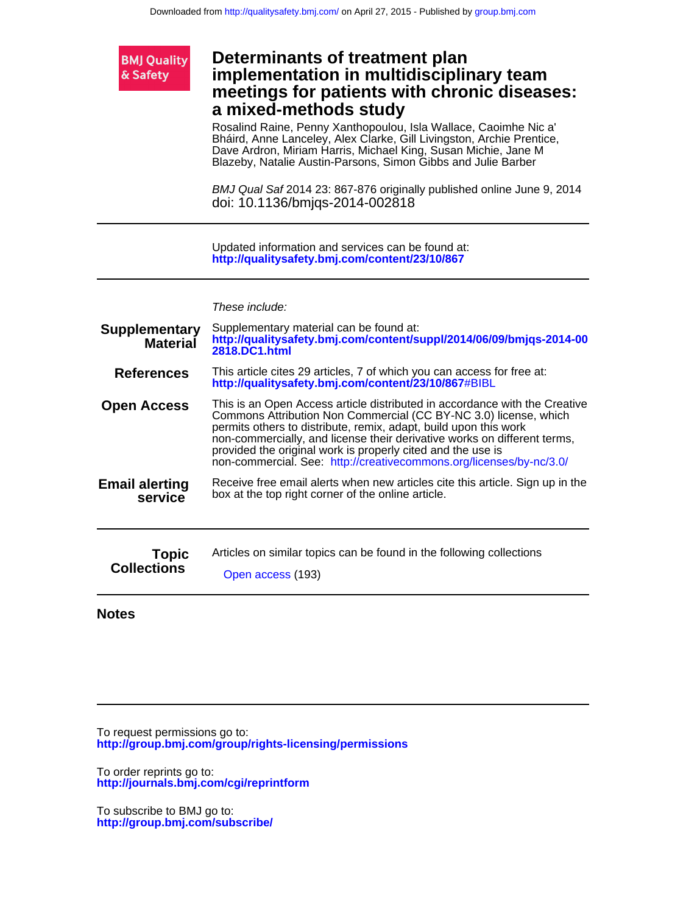Downloaded from http://qualitysafety.bmj.com/ on April 27, 2015 - Published by group.bmj.com

BMJ Quality & Safety

# Determinants of treatment plan implementation in multidisciplinary team meetings for patients with chronic diseases: a mixed-methods study

Rosalind Raine, Penny Xanthopoulou, Isla Wallace, Caoimhe Nic a' Bháird, Anne Lanceley, Alex Clarke, Gill Livingston, Archie Prentice, Dave Ardron, Miriam Harris, Michael King, Susan Michie, Jane M Blazeby, Natalie Austin-Parsons, Simon Gibbs and Julie Barber

*BMJ Qual Saf* 2014 23: 867-876 originally published online June 9, 2014
doi: 10.1136/bmjqs-2014-002818

---

Updated information and services can be found at:
**http://qualitysafety.bmj.com/content/23/10/867**

---

*These include:*

**Supplementary Material**
Supplementary material can be found at:
**http://qualitysafety.bmj.com/content/suppl/2014/06/09/bmjqs-2014-002818.DC1.html**

**References**
This article cites 29 articles, 7 of which you can access for free at:
**http://qualitysafety.bmj.com/content/23/10/867**#BIBL

**Open Access**
This is an Open Access article distributed in accordance with the Creative Commons Attribution Non Commercial (CC BY-NC 3.0) license, which permits others to distribute, remix, adapt, build upon this work non-commercially, and license their derivative works on different terms, provided the original work is properly cited and the use is non-commercial. See: http://creativecommons.org/licenses/by-nc/3.0/

**Email alerting service**
Receive free email alerts when new articles cite this article. Sign up in the box at the top right corner of the online article.

---

**Topic Collections**
Articles on similar topics can be found in the following collections

Open access (193)

---

## Notes

---

To request permissions go to:
**http://group.bmj.com/group/rights-licensing/permissions**

To order reprints go to:
**http://journals.bmj.com/cgi/reprintform**

To subscribe to BMJ go to:
**http://group.bmj.com/subscribe/**